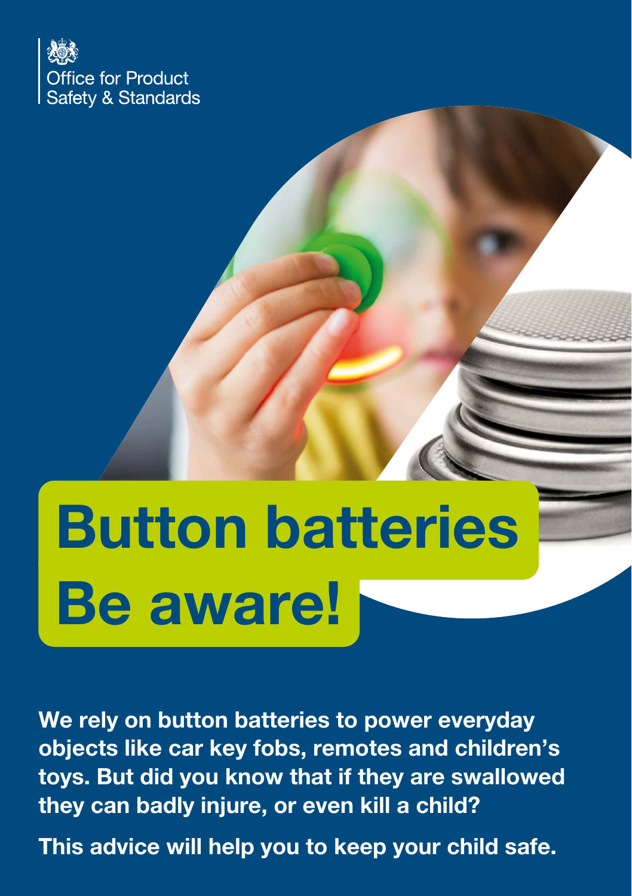Office for Product Safety & Standards

# Button batteries Be aware!

**We rely on button batteries to power everyday objects like car key fobs, remotes and children's toys. But did you know that if they are swallowed they can badly injure, or even kill a child?**

**This advice will help you to keep your child safe.**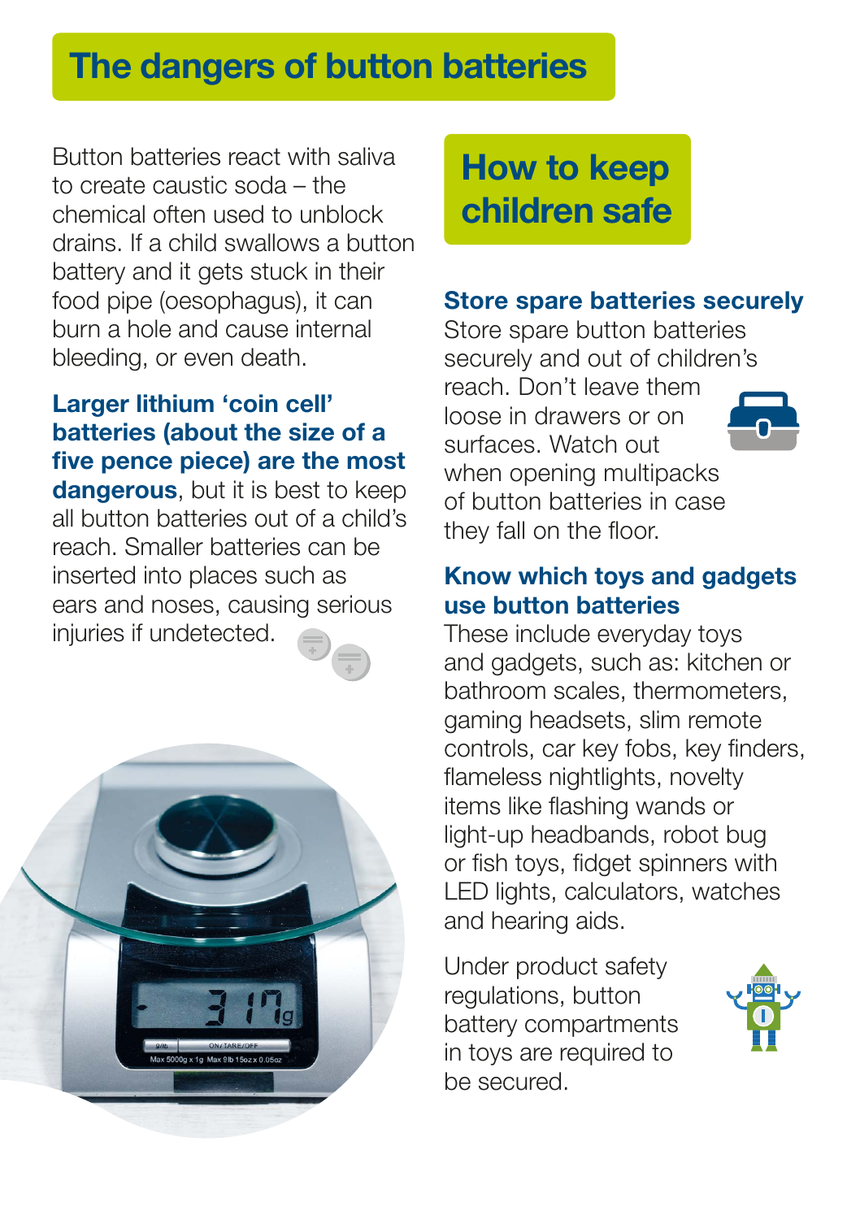# The dangers of button batteries

Button batteries react with saliva to create caustic soda – the chemical often used to unblock drains. If a child swallows a button battery and it gets stuck in their food pipe (oesophagus), it can burn a hole and cause internal bleeding, or even death.

**Larger lithium 'coin cell' batteries (about the size of a five pence piece) are the most dangerous**, but it is best to keep all button batteries out of a child's reach. Smaller batteries can be inserted into places such as ears and noses, causing serious injuries if undetected.

## How to keep children safe

### Store spare batteries securely

Store spare button batteries securely and out of children's reach. Don't leave them loose in drawers or on surfaces. Watch out when opening multipacks of button batteries in case they fall on the floor.

### Know which toys and gadgets use button batteries

These include everyday toys and gadgets, such as: kitchen or bathroom scales, thermometers, gaming headsets, slim remote controls, car key fobs, key finders, flameless nightlights, novelty items like flashing wands or light-up headbands, robot bug or fish toys, fidget spinners with LED lights, calculators, watches and hearing aids.

Under product safety regulations, button battery compartments in toys are required to be secured.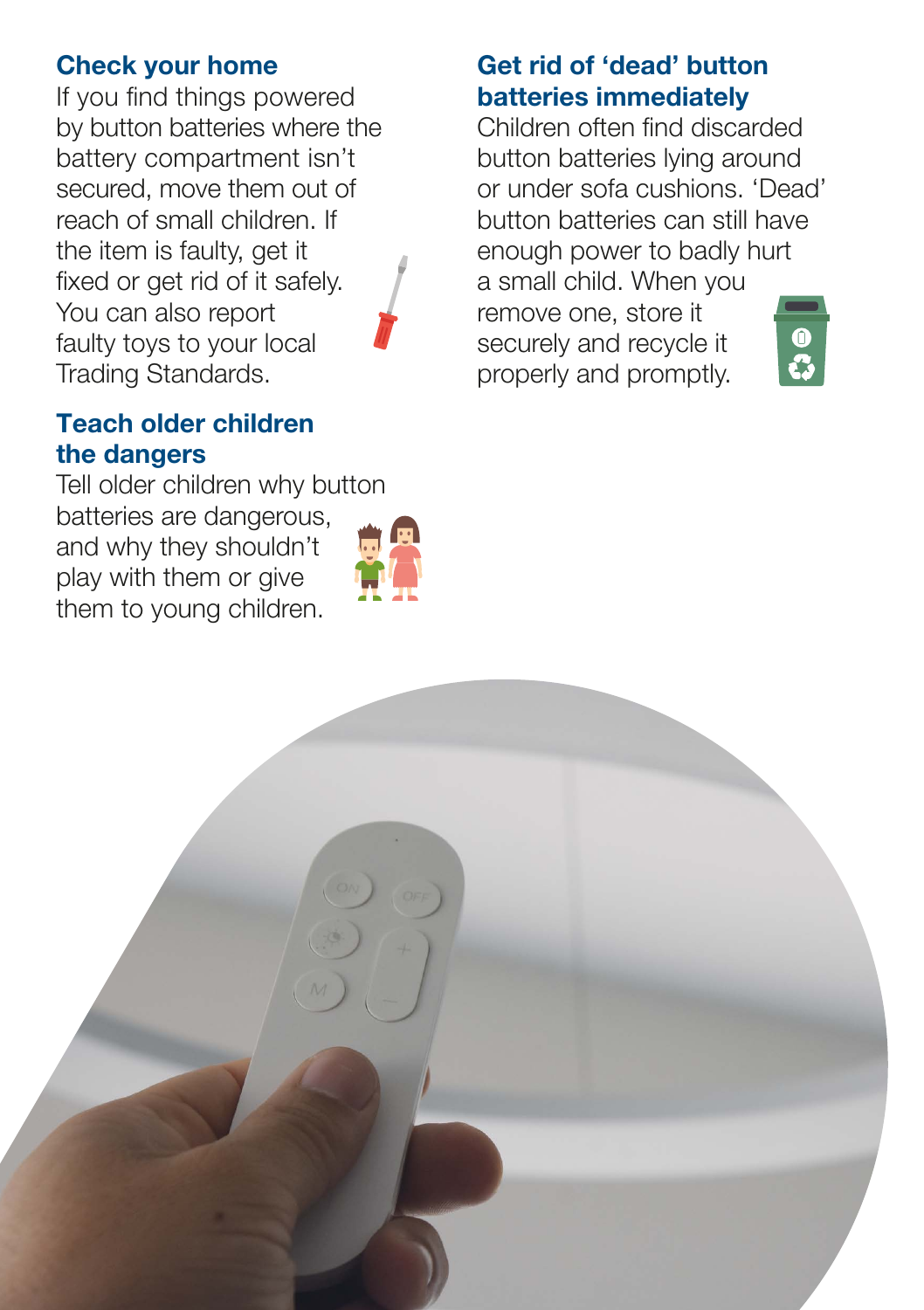## Check your home

If you find things powered by button batteries where the battery compartment isn't secured, move them out of reach of small children. If the item is faulty, get it fixed or get rid of it safely. You can also report faulty toys to your local Trading Standards.

## Teach older children the dangers

Tell older children why button batteries are dangerous, and why they shouldn't play with them or give them to young children.

## Get rid of 'dead' button batteries immediately

Children often find discarded button batteries lying around or under sofa cushions. 'Dead' button batteries can still have enough power to badly hurt a small child. When you remove one, store it securely and recycle it properly and promptly.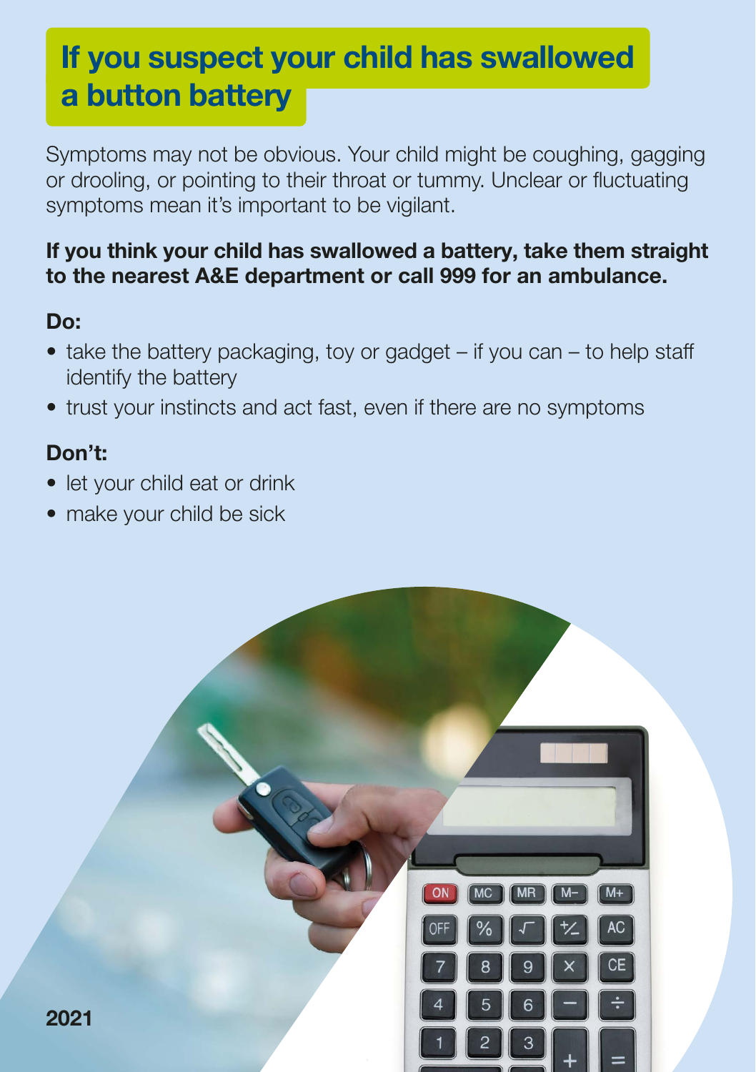# If you suspect your child has swallowed a button battery

Symptoms may not be obvious. Your child might be coughing, gagging or drooling, or pointing to their throat or tummy. Unclear or fluctuating symptoms mean it's important to be vigilant.

**If you think your child has swallowed a battery, take them straight to the nearest A&E department or call 999 for an ambulance.**

**Do:**

- take the battery packaging, toy or gadget – if you can – to help staff identify the battery
- trust your instincts and act fast, even if there are no symptoms

**Don't:**

- let your child eat or drink
- make your child be sick

**2021**